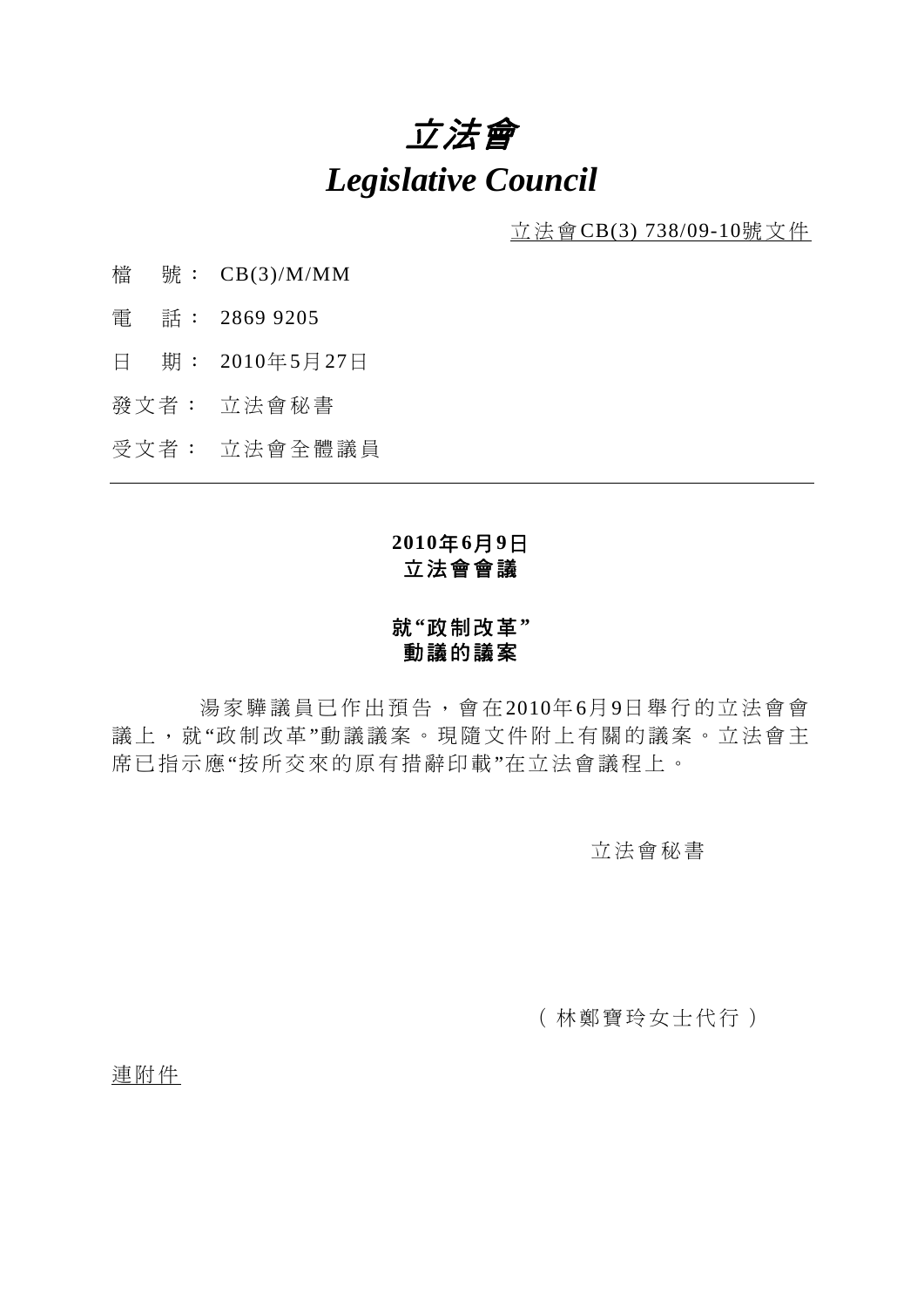# *立法會*

# *Legislative Council*

立法會CB(3) 738/09-10號文件

檔　號：　CB(3)/M/MM

電　話：　2869 9205

日　期：　2010年5月27日

發文者：　立法會秘書

受文者：　立法會全體議員

---

**2010年6月9日**
**立法會會議**

**就“政制改革”**
**動議的議案**

湯家驊議員已作出預告，會在2010年6月9日舉行的立法會會議上，就“政制改革”動議議案。現隨文件附上有關的議案。立法會主席已指示應“按所交來的原有措辭印載”在立法會議程上。

立法會秘書

（林鄭寶玲女士代行）

連附件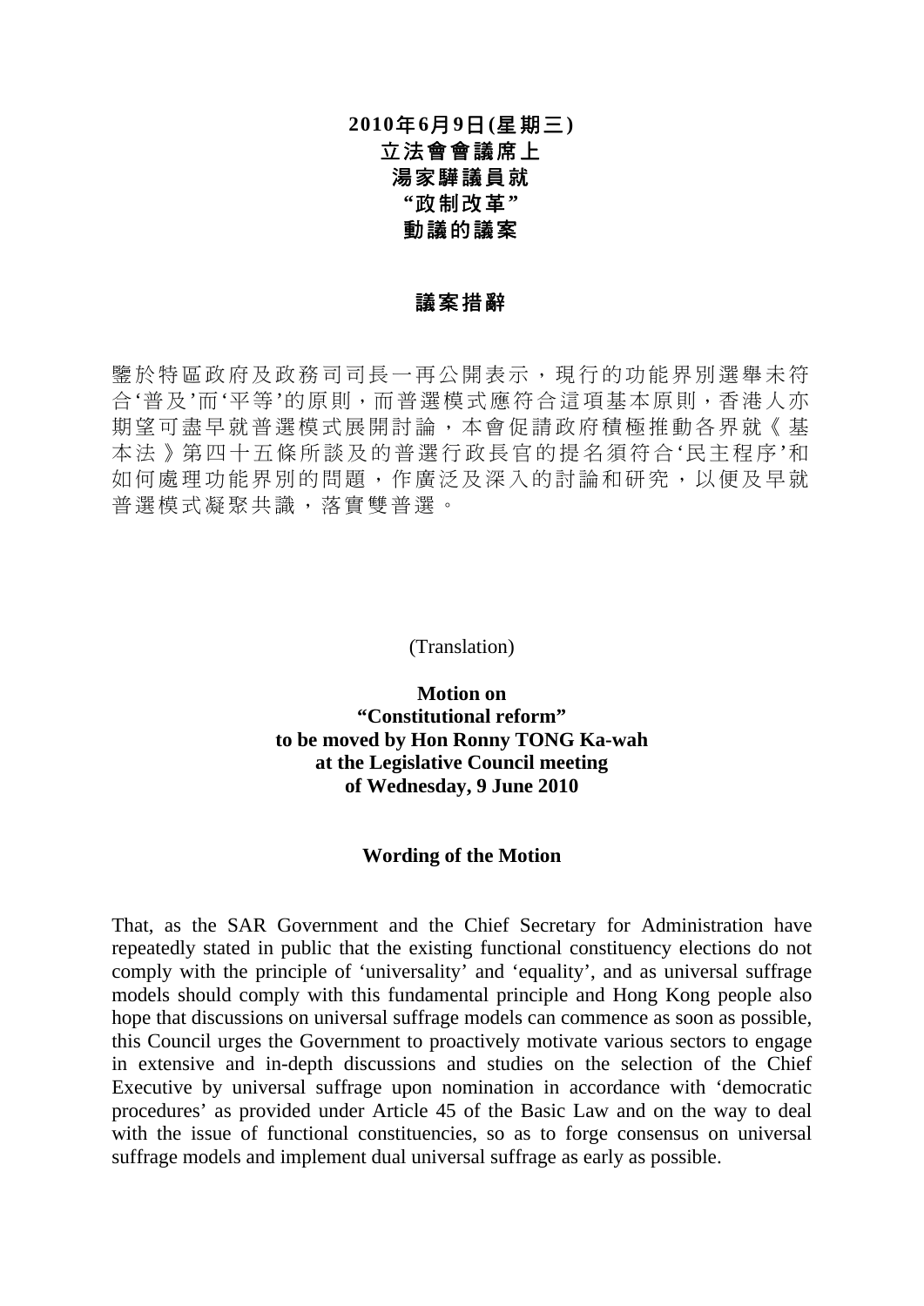**2010年6月9日(星期三)**
**立法會會議席上**
**湯家驊議員就**
**"政制改革"**
**動議的議案**

**議案措辭**

鑒於特區政府及政務司司長一再公開表示，現行的功能界別選舉未符合'普及'而'平等'的原則，而普選模式應符合這項基本原則，香港人亦期望可盡早就普選模式展開討論，本會促請政府積極推動各界就《基本法》第四十五條所談及的普選行政長官的提名須符合'民主程序'和如何處理功能界別的問題，作廣泛及深入的討論和研究，以便及早就普選模式凝聚共識，落實雙普選。

(Translation)

**Motion on**
**"Constitutional reform"**
**to be moved by Hon Ronny TONG Ka-wah**
**at the Legislative Council meeting**
**of Wednesday, 9 June 2010**

**Wording of the Motion**

That, as the SAR Government and the Chief Secretary for Administration have repeatedly stated in public that the existing functional constituency elections do not comply with the principle of 'universality' and 'equality', and as universal suffrage models should comply with this fundamental principle and Hong Kong people also hope that discussions on universal suffrage models can commence as soon as possible, this Council urges the Government to proactively motivate various sectors to engage in extensive and in-depth discussions and studies on the selection of the Chief Executive by universal suffrage upon nomination in accordance with 'democratic procedures' as provided under Article 45 of the Basic Law and on the way to deal with the issue of functional constituencies, so as to forge consensus on universal suffrage models and implement dual universal suffrage as early as possible.